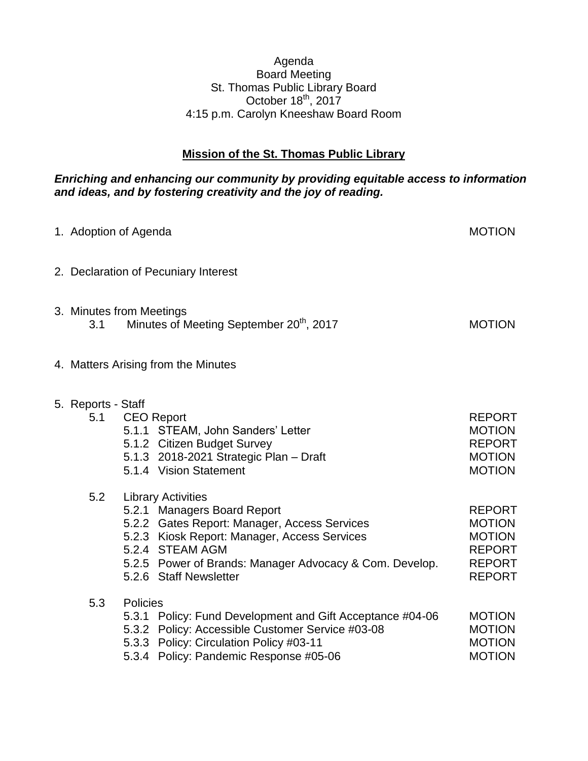Agenda
Board Meeting
St. Thomas Public Library Board
October 18th, 2017
4:15 p.m. Carolyn Kneeshaw Board Room

**Mission of the St. Thomas Public Library**

***Enriching and enhancing our community by providing equitable access to information and ideas, and by fostering creativity and the joy of reading.***

| | | |
|---|---|---|
| 1. | Adoption of Agenda | MOTION |
| 2. | Declaration of Pecuniary Interest | |
| 3. | Minutes from Meetings | |
| 3.1 | Minutes of Meeting September 20th, 2017 | MOTION |
| 4. | Matters Arising from the Minutes | |
| 5. | Reports - Staff | |
| 5.1 | CEO Report | REPORT |
| 5.1.1 | STEAM, John Sanders' Letter | MOTION |
| 5.1.2 | Citizen Budget Survey | REPORT |
| 5.1.3 | 2018-2021 Strategic Plan – Draft | MOTION |
| 5.1.4 | Vision Statement | MOTION |
| 5.2 | Library Activities | |
| 5.2.1 | Managers Board Report | REPORT |
| 5.2.2 | Gates Report: Manager, Access Services | MOTION |
| 5.2.3 | Kiosk Report: Manager, Access Services | MOTION |
| 5.2.4 | STEAM AGM | REPORT |
| 5.2.5 | Power of Brands: Manager Advocacy & Com. Develop. | REPORT |
| 5.2.6 | Staff Newsletter | REPORT |
| 5.3 | Policies | |
| 5.3.1 | Policy: Fund Development and Gift Acceptance #04-06 | MOTION |
| 5.3.2 | Policy: Accessible Customer Service #03-08 | MOTION |
| 5.3.3 | Policy: Circulation Policy #03-11 | MOTION |
| 5.3.4 | Policy: Pandemic Response #05-06 | MOTION |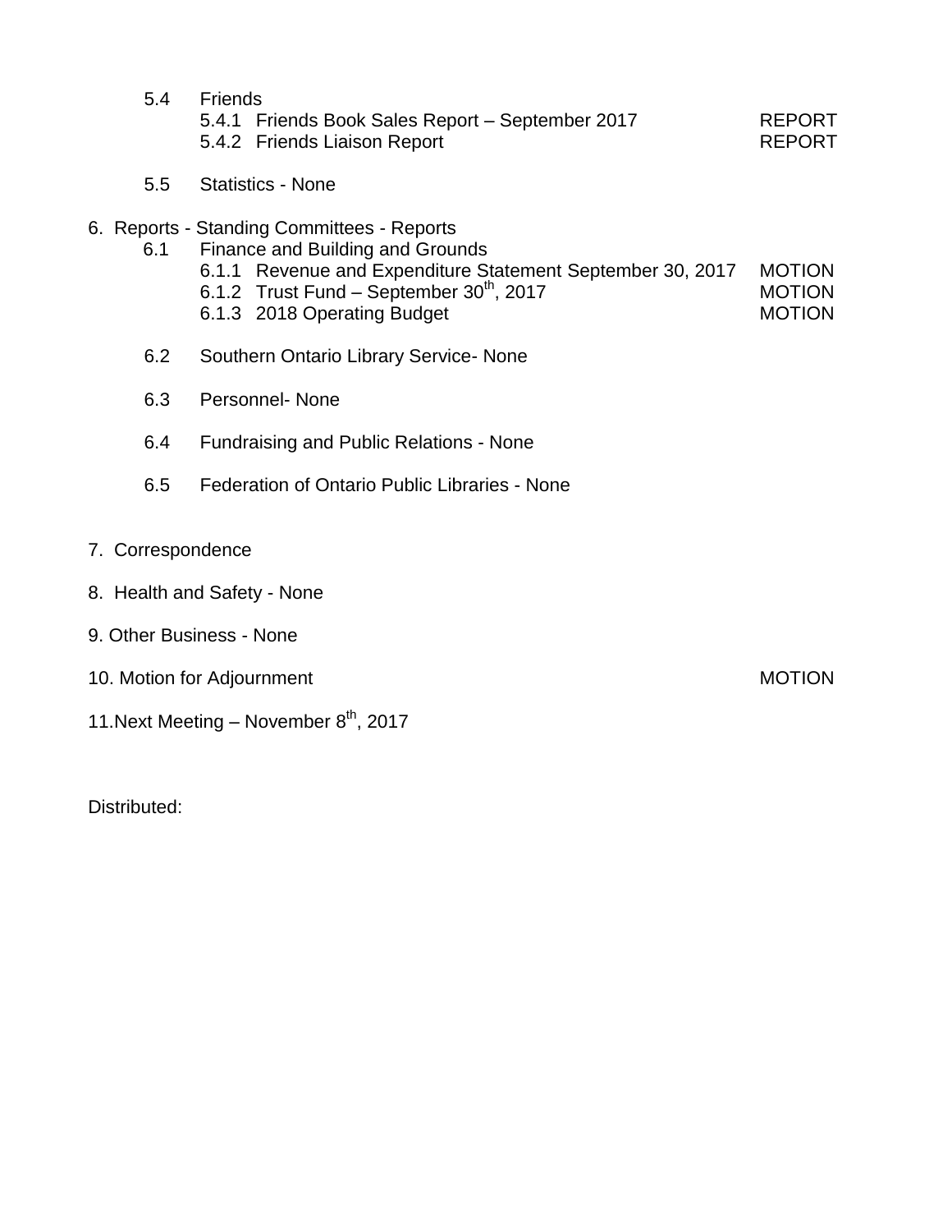5.4 Friends
  5.4.1 Friends Book Sales Report – September 2017 REPORT
  5.4.2 Friends Liaison Report REPORT

5.5 Statistics - None

6. Reports - Standing Committees - Reports
   6.1 Finance and Building and Grounds
     6.1.1 Revenue and Expenditure Statement September 30, 2017 MOTION
     6.1.2 Trust Fund – September 30th, 2017 MOTION
     6.1.3 2018 Operating Budget MOTION

   6.2 Southern Ontario Library Service- None

   6.3 Personnel- None

   6.4 Fundraising and Public Relations - None

   6.5 Federation of Ontario Public Libraries - None

7. Correspondence

8. Health and Safety - None

9. Other Business - None

10. Motion for Adjournment MOTION

11. Next Meeting – November 8th, 2017

Distributed: